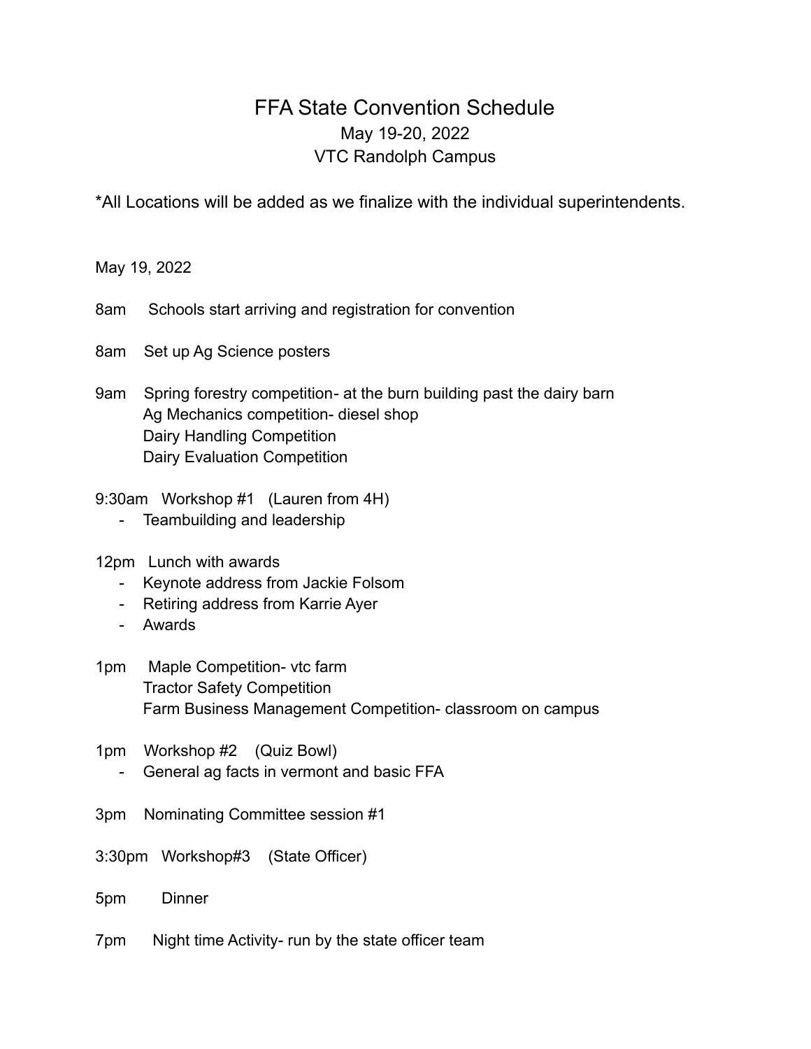# FFA State Convention Schedule

May 19-20, 2022

VTC Randolph Campus

*All Locations will be added as we finalize with the individual superintendents.

May 19, 2022

8am Schools start arriving and registration for convention

8am Set up Ag Science posters

9am Spring forestry competition- at the burn building past the dairy barn
Ag Mechanics competition- diesel shop
Dairy Handling Competition
Dairy Evaluation Competition

9:30am Workshop #1 (Lauren from 4H)

- Teambuilding and leadership

12pm Lunch with awards

- Keynote address from Jackie Folsom
- Retiring address from Karrie Ayer
- Awards

1pm Maple Competition- vtc farm
Tractor Safety Competition
Farm Business Management Competition- classroom on campus

1pm Workshop #2 (Quiz Bowl)

- General ag facts in vermont and basic FFA

3pm Nominating Committee session #1

3:30pm Workshop#3 (State Officer)

5pm Dinner

7pm Night time Activity- run by the state officer team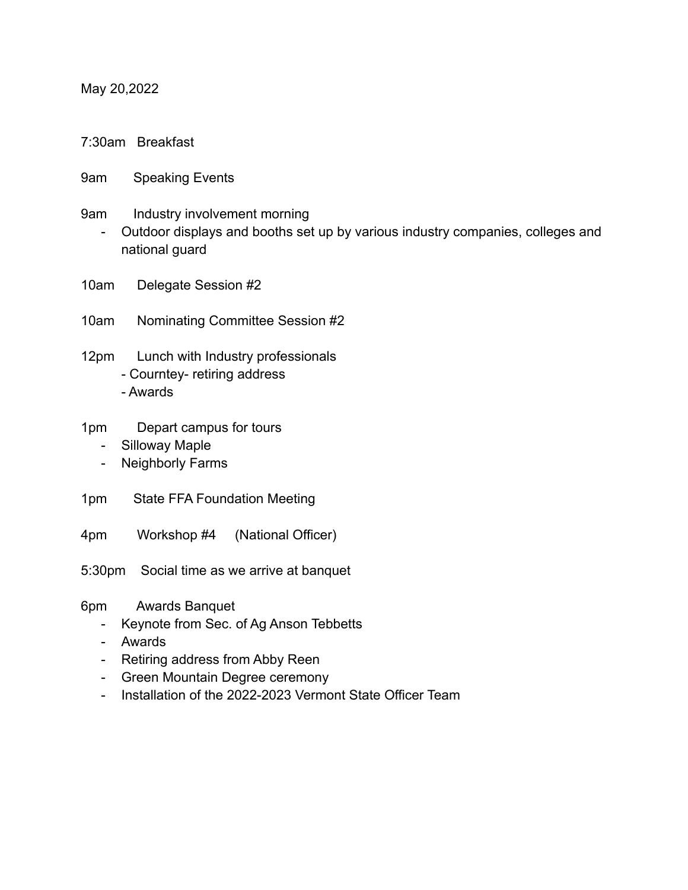May 20,2022

7:30am Breakfast

9am Speaking Events

9am Industry involvement morning

- Outdoor displays and booths set up by various industry companies, colleges and national guard

10am Delegate Session #2

10am Nominating Committee Session #2

12pm Lunch with Industry professionals

- Courntey- retiring address
- Awards

1pm Depart campus for tours

- Silloway Maple
- Neighborly Farms

1pm State FFA Foundation Meeting

4pm Workshop #4 (National Officer)

5:30pm Social time as we arrive at banquet

6pm Awards Banquet

- Keynote from Sec. of Ag Anson Tebbetts
- Awards
- Retiring address from Abby Reen
- Green Mountain Degree ceremony
- Installation of the 2022-2023 Vermont State Officer Team